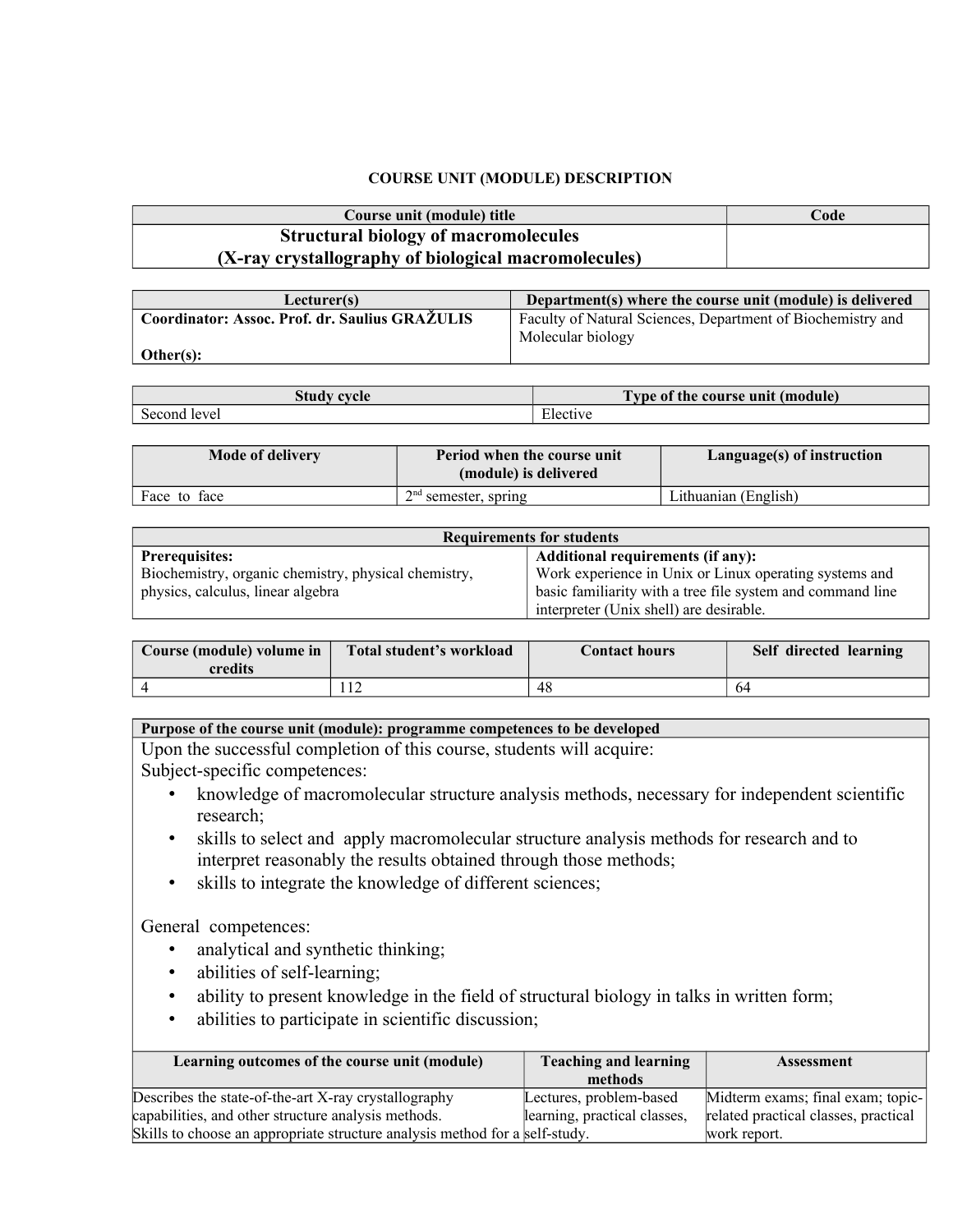**COURSE UNIT (MODULE) DESCRIPTION**

| Course unit (module) title | Code |
|---|---|
| **Structural biology of macromolecules (X-ray crystallography of biological macromolecules)** | |

| Lecturer(s) | Department(s) where the course unit (module) is delivered |
|---|---|
| **Coordinator: Assoc. Prof. dr. Saulius GRAŽULIS** <br> **Other(s):** | Faculty of Natural Sciences, Department of Biochemistry and Molecular biology |

| Study cycle | Type of the course unit (module) |
|---|---|
| Second level | Elective |

| Mode of delivery | Period when the course unit (module) is delivered | Language(s) of instruction |
|---|---|---|
| Face to face | 2nd semester, spring | Lithuanian (English) |

| Requirements for students | |
|---|---|
| **Prerequisites:** Biochemistry, organic chemistry, physical chemistry, physics, calculus, linear algebra | **Additional requirements (if any):** Work experience in Unix or Linux operating systems and basic familiarity with a tree file system and command line interpreter (Unix shell) are desirable. |

| Course (module) volume in credits | Total student's workload | Contact hours | Self directed learning |
|---|---|---|---|
| 4 | 112 | 48 | 64 |

**Purpose of the course unit (module): programme competences to be developed**

Upon the successful completion of this course, students will acquire:

Subject-specific competences:

- knowledge of macromolecular structure analysis methods, necessary for independent scientific research;
- skills to select and apply macromolecular structure analysis methods for research and to interpret reasonably the results obtained through those methods;
- skills to integrate the knowledge of different sciences;

General competences:

- analytical and synthetic thinking;
- abilities of self-learning;
- ability to present knowledge in the field of structural biology in talks in written form;
- abilities to participate in scientific discussion;

| Learning outcomes of the course unit (module) | Teaching and learning methods | Assessment |
|---|---|---|
| Describes the state-of-the-art X-ray crystallography capabilities, and other structure analysis methods. Skills to choose an appropriate structure analysis method for a | Lectures, problem-based learning, practical classes, self-study. | Midterm exams; final exam; topic-related practical classes, practical work report. |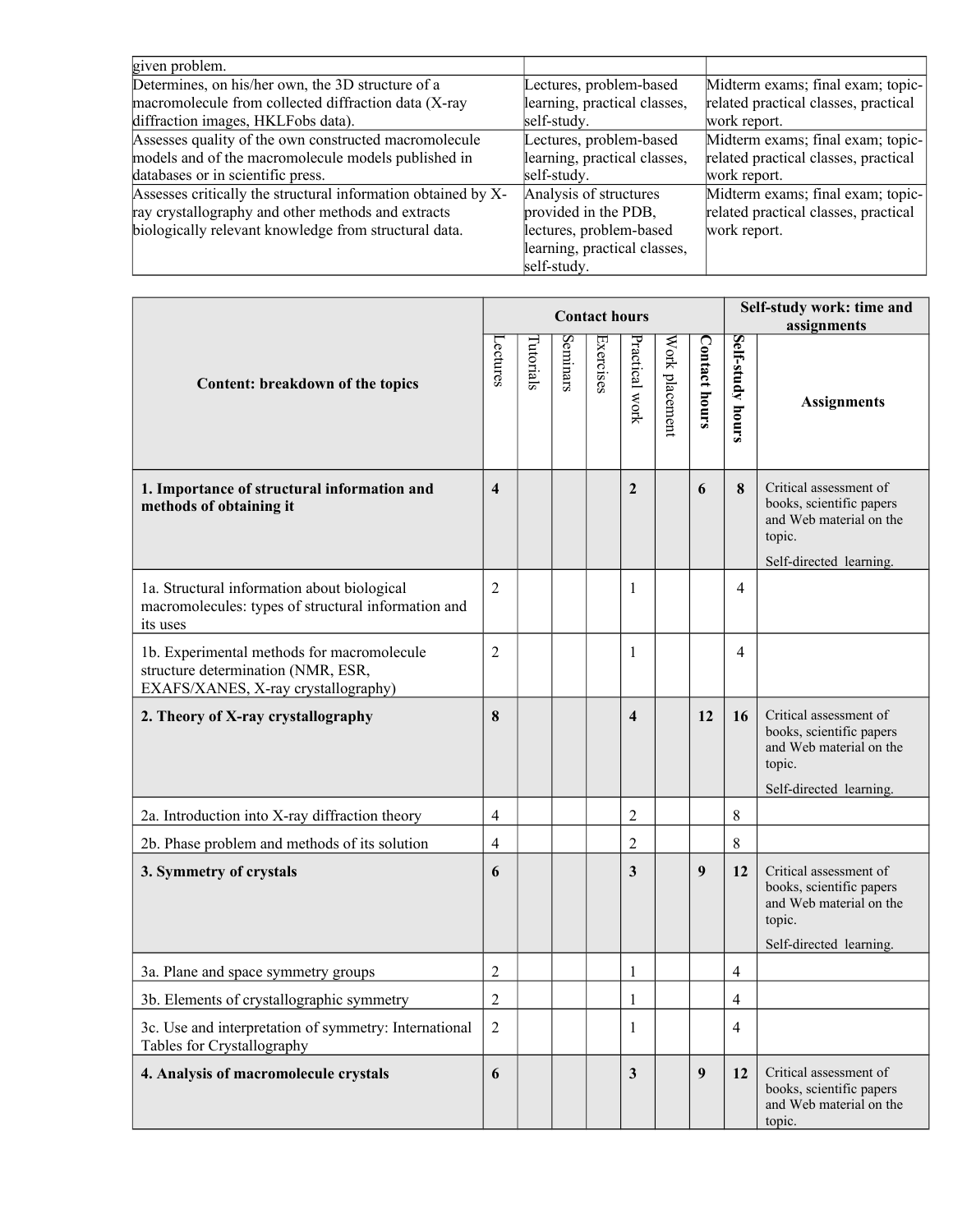| | | |
|---|---|---|
| given problem. | | |
| Determines, on his/her own, the 3D structure of a macromolecule from collected diffraction data (X-ray diffraction images, HKLFobs data). | Lectures, problem-based learning, practical classes, self-study. | Midterm exams; final exam; topic-related practical classes, practical work report. |
| Assesses quality of the own constructed macromolecule models and of the macromolecule models published in databases or in scientific press. | Lectures, problem-based learning, practical classes, self-study. | Midterm exams; final exam; topic-related practical classes, practical work report. |
| Assesses critically the structural information obtained by X-ray crystallography and other methods and extracts biologically relevant knowledge from structural data. | Analysis of structures provided in the PDB, lectures, problem-based learning, practical classes, self-study. | Midterm exams; final exam; topic-related practical classes, practical work report. |

| Content: breakdown of the topics | Contact hours | | | | | | | Self-study work: time and assignments | |
|---|---|---|---|---|---|---|---|---|---|
| | Lectures | Tutorials | Seminars | Exercises | Practical work | Work placement | **Contact hours** | **Self-study hours** | **Assignments** |
| **1. Importance of structural information and methods of obtaining it** | **4** | | | | **2** | | **6** | **8** | Critical assessment of books, scientific papers and Web material on the topic. Self-directed learning. |
| 1a. Structural information about biological macromolecules: types of structural information and its uses | 2 | | | | 1 | | | 4 | |
| 1b. Experimental methods for macromolecule structure determination (NMR, ESR, EXAFS/XANES, X-ray crystallography) | 2 | | | | 1 | | | 4 | |
| **2. Theory of X-ray crystallography** | **8** | | | | **4** | | **12** | **16** | Critical assessment of books, scientific papers and Web material on the topic. Self-directed learning. |
| 2a. Introduction into X-ray diffraction theory | 4 | | | | 2 | | | 8 | |
| 2b. Phase problem and methods of its solution | 4 | | | | 2 | | | 8 | |
| **3. Symmetry of crystals** | **6** | | | | **3** | | **9** | **12** | Critical assessment of books, scientific papers and Web material on the topic. Self-directed learning. |
| 3a. Plane and space symmetry groups | 2 | | | | 1 | | | 4 | |
| 3b. Elements of crystallographic symmetry | 2 | | | | 1 | | | 4 | |
| 3c. Use and interpretation of symmetry: International Tables for Crystallography | 2 | | | | 1 | | | 4 | |
| **4. Analysis of macromolecule crystals** | **6** | | | | **3** | | **9** | **12** | Critical assessment of books, scientific papers and Web material on the topic. |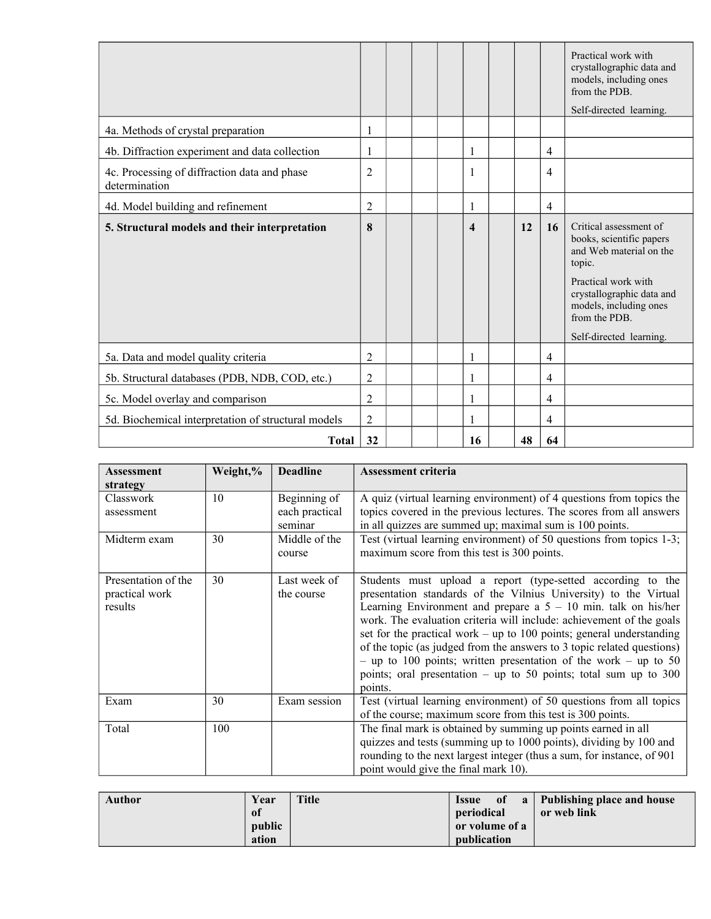| | | | | | | | | | |
|---|---|---|---|---|---|---|---|---|---|
| | | | | | | | | | Practical work with crystallographic data and models, including ones from the PDB. Self-directed learning. |
| 4a. Methods of crystal preparation | 1 | | | | | | | | |
| 4b. Diffraction experiment and data collection | 1 | | | | 1 | | | 4 | |
| 4c. Processing of diffraction data and phase determination | 2 | | | | 1 | | | 4 | |
| 4d. Model building and refinement | 2 | | | | 1 | | | 4 | |
| **5. Structural models and their interpretation** | **8** | | | | **4** | | **12** | **16** | Critical assessment of books, scientific papers and Web material on the topic. Practical work with crystallographic data and models, including ones from the PDB. Self-directed learning. |
| 5a. Data and model quality criteria | 2 | | | | 1 | | | 4 | |
| 5b. Structural databases (PDB, NDB, COD, etc.) | 2 | | | | 1 | | | 4 | |
| 5c. Model overlay and comparison | 2 | | | | 1 | | | 4 | |
| 5d. Biochemical interpretation of structural models | 2 | | | | 1 | | | 4 | |
| **Total** | **32** | | | | **16** | | **48** | **64** | |

| Assessment strategy | Weight,% | Deadline | Assessment criteria |
|---|---|---|---|
| Classwork assessment | 10 | Beginning of each practical seminar | A quiz (virtual learning environment) of 4 questions from topics the topics covered in the previous lectures. The scores from all answers in all quizzes are summed up; maximal sum is 100 points. |
| Midterm exam | 30 | Middle of the course | Test (virtual learning environment) of 50 questions from topics 1-3; maximum score from this test is 300 points. |
| Presentation of the practical work results | 30 | Last week of the course | Students must upload a report (type-setted according to the presentation standards of the Vilnius University) to the Virtual Learning Environment and prepare a 5 – 10 min. talk on his/her work. The evaluation criteria will include: achievement of the goals set for the practical work – up to 100 points; general understanding of the topic (as judged from the answers to 3 topic related questions) – up to 100 points; written presentation of the work – up to 50 points; oral presentation – up to 50 points; total sum up to 300 points. |
| Exam | 30 | Exam session | Test (virtual learning environment) of 50 questions from all topics of the course; maximum score from this test is 300 points. |
| Total | 100 | | The final mark is obtained by summing up points earned in all quizzes and tests (summing up to 1000 points), dividing by 100 and rounding to the next largest integer (thus a sum, for instance, of 901 point would give the final mark 10). |

| Author | Year of publication | Title | Issue of a periodical or volume of a publication | Publishing place and house or web link |
|---|---|---|---|---|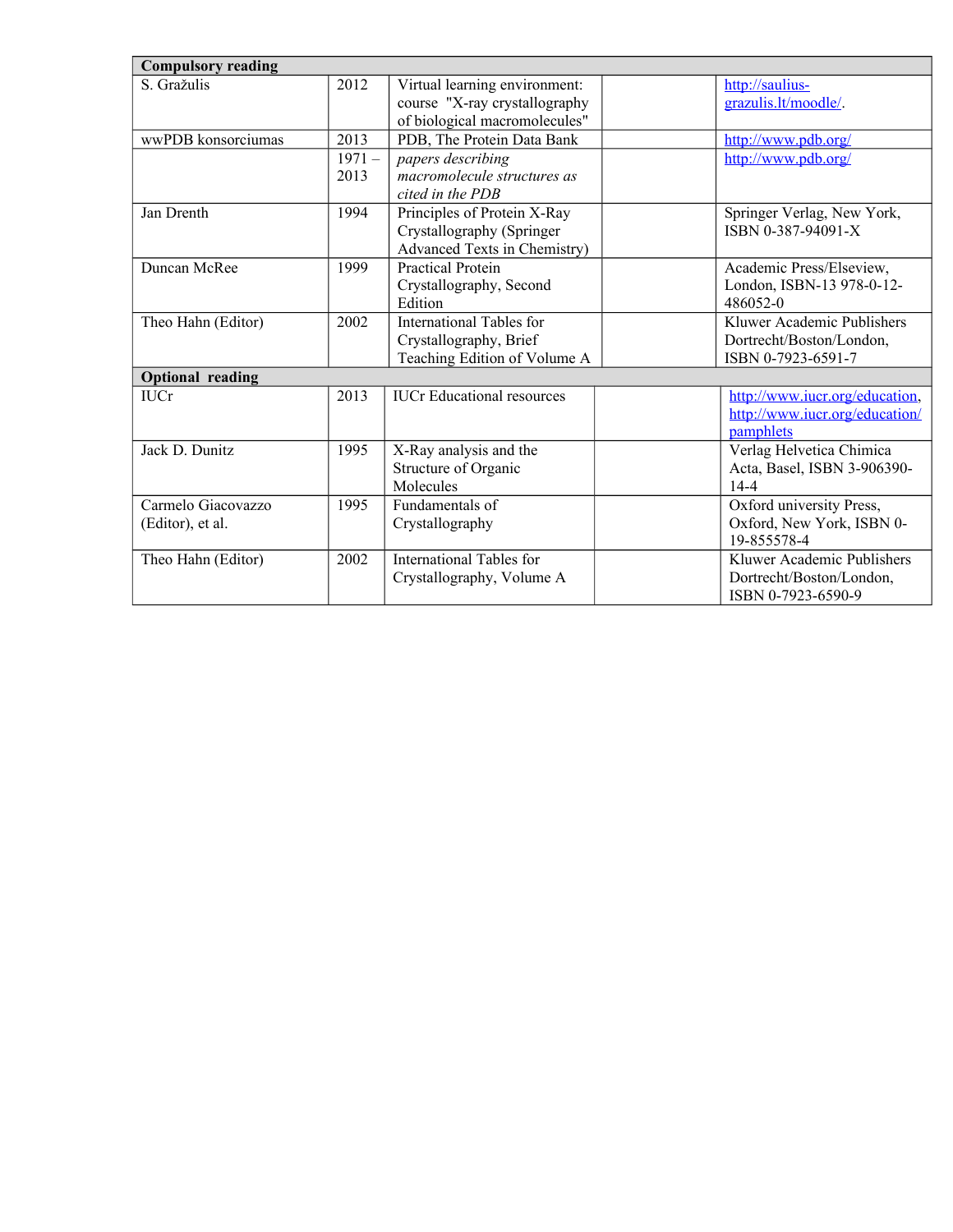| | | | | |
|---|---|---|---|---|
| **Compulsory reading** | | | | |
| S. Gražulis | 2012 | Virtual learning environment: course "X-ray crystallography of biological macromolecules" | | http://saulius-grazulis.lt/moodle/. |
| wwPDB konsorciumas | 2013 | PDB, The Protein Data Bank | | http://www.pdb.org/ |
| | 1971 – 2013 | *papers describing macromolecule structures as cited in the PDB* | | http://www.pdb.org/ |
| Jan Drenth | 1994 | Principles of Protein X-Ray Crystallography (Springer Advanced Texts in Chemistry) | | Springer Verlag, New York, ISBN 0-387-94091-X |
| Duncan McRee | 1999 | Practical Protein Crystallography, Second Edition | | Academic Press/Elseview, London, ISBN-13 978-0-12-486052-0 |
| Theo Hahn (Editor) | 2002 | International Tables for Crystallography, Brief Teaching Edition of Volume A | | Kluwer Academic Publishers Dortrecht/Boston/London, ISBN 0-7923-6591-7 |
| **Optional reading** | | | | |
| IUCr | 2013 | IUCr Educational resources | | http://www.iucr.org/education, http://www.iucr.org/education/pamphlets |
| Jack D. Dunitz | 1995 | X-Ray analysis and the Structure of Organic Molecules | | Verlag Helvetica Chimica Acta, Basel, ISBN 3-906390-14-4 |
| Carmelo Giacovazzo (Editor), et al. | 1995 | Fundamentals of Crystallography | | Oxford university Press, Oxford, New York, ISBN 0-19-855578-4 |
| Theo Hahn (Editor) | 2002 | International Tables for Crystallography, Volume A | | Kluwer Academic Publishers Dortrecht/Boston/London, ISBN 0-7923-6590-9 |